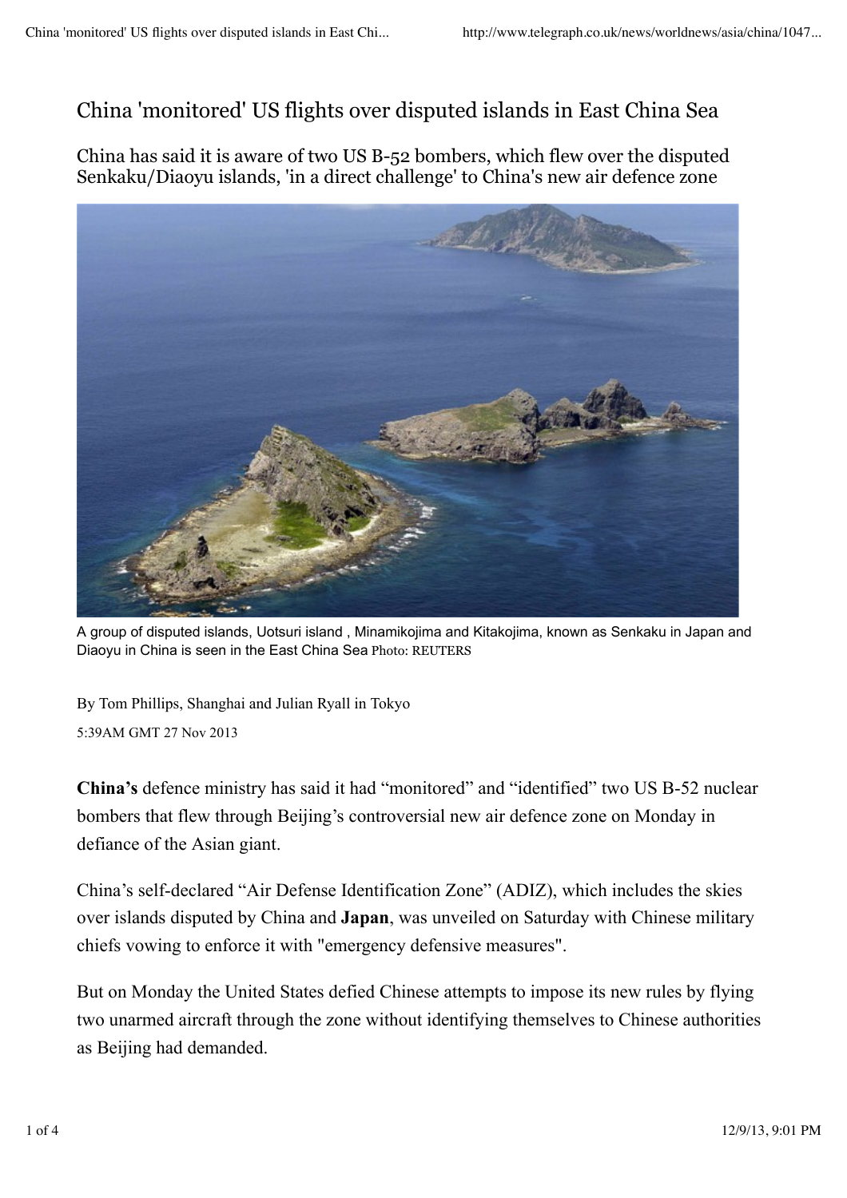# China 'monitored' US flights over disputed islands in East China Sea

China has said it is aware of two US B-52 bombers, which flew over the disputed Senkaku/Diaoyu islands, 'in a direct challenge' to China's new air defence zone

A group of disputed islands, Uotsuri island , Minamikojima and Kitakojima, known as Senkaku in Japan and Diaoyu in China is seen in the East China Sea Photo: REUTERS

By Tom Phillips, Shanghai and Julian Ryall in Tokyo

5:39AM GMT 27 Nov 2013

**China's** defence ministry has said it had "monitored" and "identified" two US B-52 nuclear bombers that flew through Beijing's controversial new air defence zone on Monday in defiance of the Asian giant.

China's self-declared "Air Defense Identification Zone" (ADIZ), which includes the skies over islands disputed by China and **Japan**, was unveiled on Saturday with Chinese military chiefs vowing to enforce it with "emergency defensive measures".

But on Monday the United States defied Chinese attempts to impose its new rules by flying two unarmed aircraft through the zone without identifying themselves to Chinese authorities as Beijing had demanded.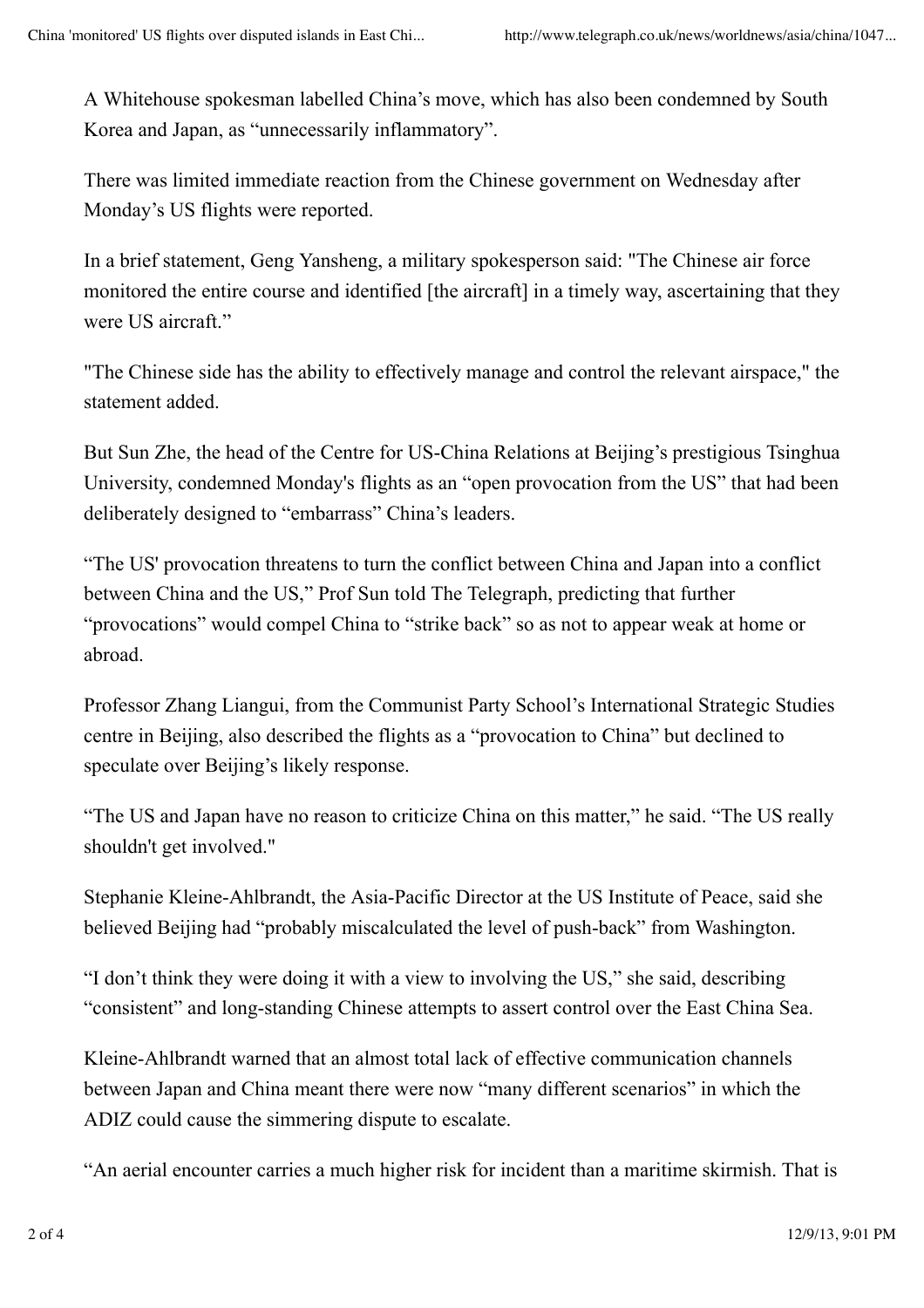A Whitehouse spokesman labelled China's move, which has also been condemned by South Korea and Japan, as "unnecessarily inflammatory".

There was limited immediate reaction from the Chinese government on Wednesday after Monday's US flights were reported.

In a brief statement, Geng Yansheng, a military spokesperson said: "The Chinese air force monitored the entire course and identified [the aircraft] in a timely way, ascertaining that they were US aircraft."

"The Chinese side has the ability to effectively manage and control the relevant airspace," the statement added.

But Sun Zhe, the head of the Centre for US-China Relations at Beijing's prestigious Tsinghua University, condemned Monday's flights as an "open provocation from the US" that had been deliberately designed to "embarrass" China's leaders.

"The US' provocation threatens to turn the conflict between China and Japan into a conflict between China and the US," Prof Sun told The Telegraph, predicting that further "provocations" would compel China to "strike back" so as not to appear weak at home or abroad.

Professor Zhang Liangui, from the Communist Party School's International Strategic Studies centre in Beijing, also described the flights as a "provocation to China" but declined to speculate over Beijing's likely response.

"The US and Japan have no reason to criticize China on this matter," he said. "The US really shouldn't get involved."

Stephanie Kleine-Ahlbrandt, the Asia-Pacific Director at the US Institute of Peace, said she believed Beijing had "probably miscalculated the level of push-back" from Washington.

"I don't think they were doing it with a view to involving the US," she said, describing "consistent" and long-standing Chinese attempts to assert control over the East China Sea.

Kleine-Ahlbrandt warned that an almost total lack of effective communication channels between Japan and China meant there were now "many different scenarios" in which the ADIZ could cause the simmering dispute to escalate.

"An aerial encounter carries a much higher risk for incident than a maritime skirmish. That is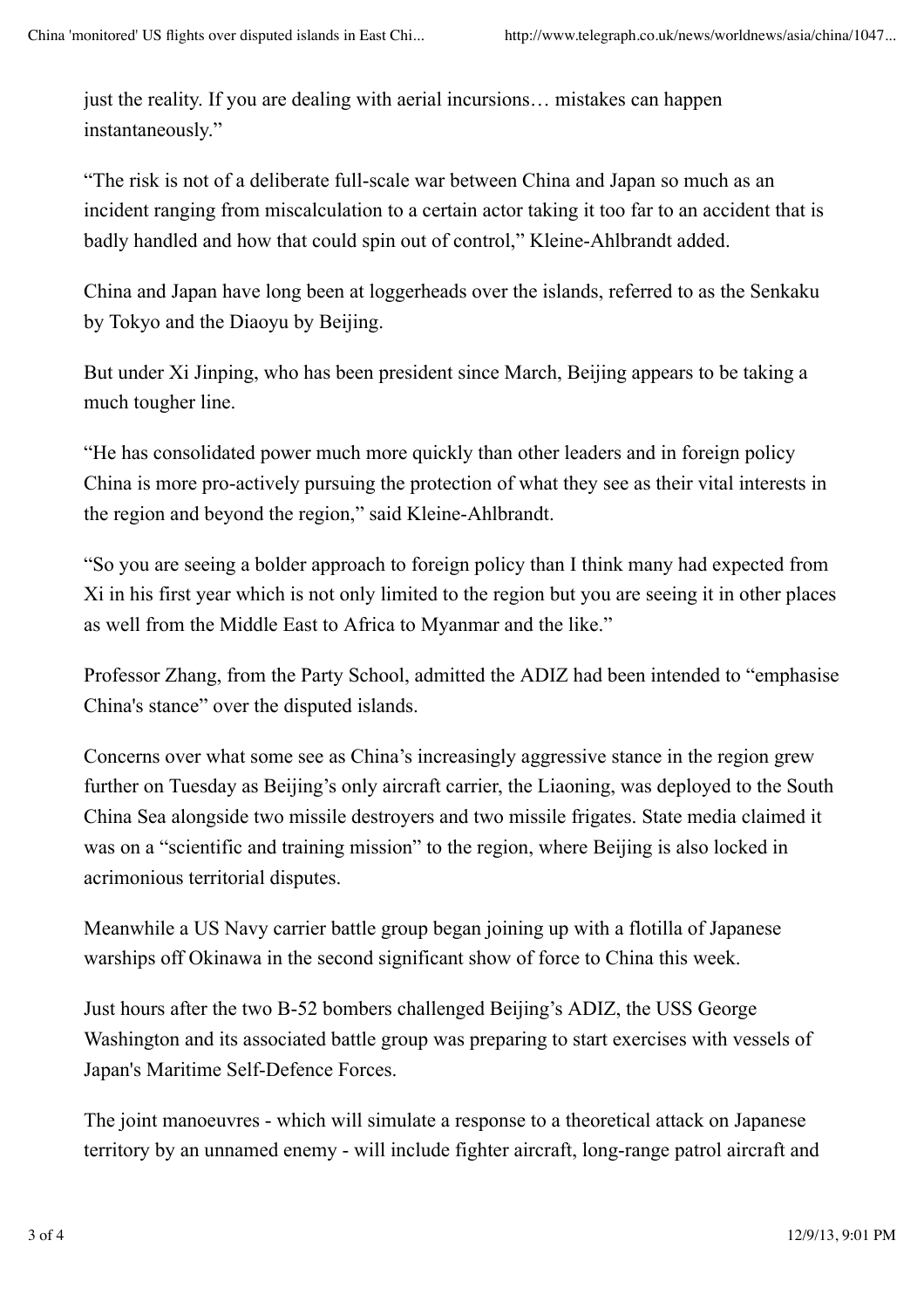just the reality. If you are dealing with aerial incursions… mistakes can happen instantaneously."

"The risk is not of a deliberate full-scale war between China and Japan so much as an incident ranging from miscalculation to a certain actor taking it too far to an accident that is badly handled and how that could spin out of control," Kleine-Ahlbrandt added.

China and Japan have long been at loggerheads over the islands, referred to as the Senkaku by Tokyo and the Diaoyu by Beijing.

But under Xi Jinping, who has been president since March, Beijing appears to be taking a much tougher line.

"He has consolidated power much more quickly than other leaders and in foreign policy China is more pro-actively pursuing the protection of what they see as their vital interests in the region and beyond the region," said Kleine-Ahlbrandt.

"So you are seeing a bolder approach to foreign policy than I think many had expected from Xi in his first year which is not only limited to the region but you are seeing it in other places as well from the Middle East to Africa to Myanmar and the like."

Professor Zhang, from the Party School, admitted the ADIZ had been intended to "emphasise China's stance" over the disputed islands.

Concerns over what some see as China's increasingly aggressive stance in the region grew further on Tuesday as Beijing's only aircraft carrier, the Liaoning, was deployed to the South China Sea alongside two missile destroyers and two missile frigates. State media claimed it was on a "scientific and training mission" to the region, where Beijing is also locked in acrimonious territorial disputes.

Meanwhile a US Navy carrier battle group began joining up with a flotilla of Japanese warships off Okinawa in the second significant show of force to China this week.

Just hours after the two B-52 bombers challenged Beijing's ADIZ, the USS George Washington and its associated battle group was preparing to start exercises with vessels of Japan's Maritime Self-Defence Forces.

The joint manoeuvres - which will simulate a response to a theoretical attack on Japanese territory by an unnamed enemy - will include fighter aircraft, long-range patrol aircraft and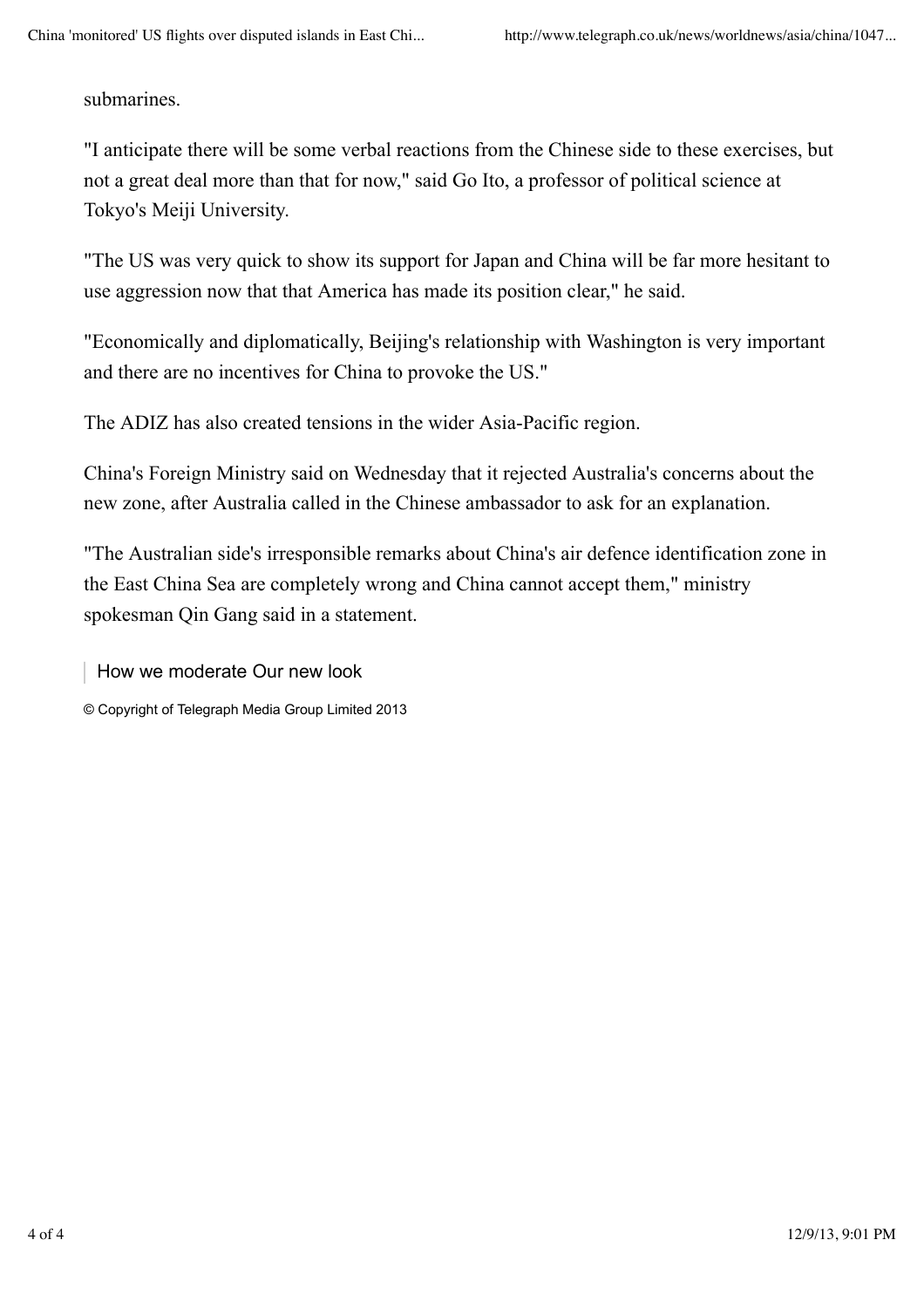submarines.

"I anticipate there will be some verbal reactions from the Chinese side to these exercises, but not a great deal more than that for now," said Go Ito, a professor of political science at Tokyo's Meiji University.

"The US was very quick to show its support for Japan and China will be far more hesitant to use aggression now that that America has made its position clear," he said.

"Economically and diplomatically, Beijing's relationship with Washington is very important and there are no incentives for China to provoke the US."

The ADIZ has also created tensions in the wider Asia-Pacific region.

China's Foreign Ministry said on Wednesday that it rejected Australia's concerns about the new zone, after Australia called in the Chinese ambassador to ask for an explanation.

"The Australian side's irresponsible remarks about China's air defence identification zone in the East China Sea are completely wrong and China cannot accept them," ministry spokesman Qin Gang said in a statement.

How we moderate Our new look

© Copyright of Telegraph Media Group Limited 2013